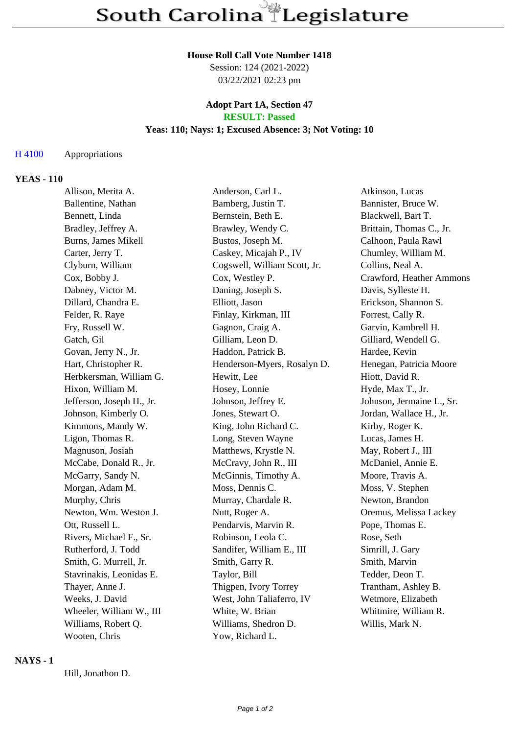# South Carolina Legislature

**House Roll Call Vote Number 1418**
Session: 124 (2021-2022)
03/22/2021 02:23 pm

**Adopt Part 1A, Section 47**
**RESULT: Passed**
**Yeas: 110; Nays: 1; Excused Absence: 3; Not Voting: 10**

H 4100 Appropriations

## YEAS - 110

| | | |
|---|---|---|
| Allison, Merita A. | Anderson, Carl L. | Atkinson, Lucas |
| Ballentine, Nathan | Bamberg, Justin T. | Bannister, Bruce W. |
| Bennett, Linda | Bernstein, Beth E. | Blackwell, Bart T. |
| Bradley, Jeffrey A. | Brawley, Wendy C. | Brittain, Thomas C., Jr. |
| Burns, James Mikell | Bustos, Joseph M. | Calhoon, Paula Rawl |
| Carter, Jerry T. | Caskey, Micajah P., IV | Chumley, William M. |
| Clyburn, William | Cogswell, William Scott, Jr. | Collins, Neal A. |
| Cox, Bobby J. | Cox, Westley P. | Crawford, Heather Ammons |
| Dabney, Victor M. | Daning, Joseph S. | Davis, Sylleste H. |
| Dillard, Chandra E. | Elliott, Jason | Erickson, Shannon S. |
| Felder, R. Raye | Finlay, Kirkman, III | Forrest, Cally R. |
| Fry, Russell W. | Gagnon, Craig A. | Garvin, Kambrell H. |
| Gatch, Gil | Gilliam, Leon D. | Gilliard, Wendell G. |
| Govan, Jerry N., Jr. | Haddon, Patrick B. | Hardee, Kevin |
| Hart, Christopher R. | Henderson-Myers, Rosalyn D. | Henegan, Patricia Moore |
| Herbkersman, William G. | Hewitt, Lee | Hiott, David R. |
| Hixon, William M. | Hosey, Lonnie | Hyde, Max T., Jr. |
| Jefferson, Joseph H., Jr. | Johnson, Jeffrey E. | Johnson, Jermaine L., Sr. |
| Johnson, Kimberly O. | Jones, Stewart O. | Jordan, Wallace H., Jr. |
| Kimmons, Mandy W. | King, John Richard C. | Kirby, Roger K. |
| Ligon, Thomas R. | Long, Steven Wayne | Lucas, James H. |
| Magnuson, Josiah | Matthews, Krystle N. | May, Robert J., III |
| McCabe, Donald R., Jr. | McCravy, John R., III | McDaniel, Annie E. |
| McGarry, Sandy N. | McGinnis, Timothy A. | Moore, Travis A. |
| Morgan, Adam M. | Moss, Dennis C. | Moss, V. Stephen |
| Murphy, Chris | Murray, Chardale R. | Newton, Brandon |
| Newton, Wm. Weston J. | Nutt, Roger A. | Oremus, Melissa Lackey |
| Ott, Russell L. | Pendarvis, Marvin R. | Pope, Thomas E. |
| Rivers, Michael F., Sr. | Robinson, Leola C. | Rose, Seth |
| Rutherford, J. Todd | Sandifer, William E., III | Simrill, J. Gary |
| Smith, G. Murrell, Jr. | Smith, Garry R. | Smith, Marvin |
| Stavrinakis, Leonidas E. | Taylor, Bill | Tedder, Deon T. |
| Thayer, Anne J. | Thigpen, Ivory Torrey | Trantham, Ashley B. |
| Weeks, J. David | West, John Taliaferro, IV | Wetmore, Elizabeth |
| Wheeler, William W., III | White, W. Brian | Whitmire, William R. |
| Williams, Robert Q. | Williams, Shedron D. | Willis, Mark N. |
| Wooten, Chris | Yow, Richard L. | |

## NAYS - 1

Hill, Jonathon D.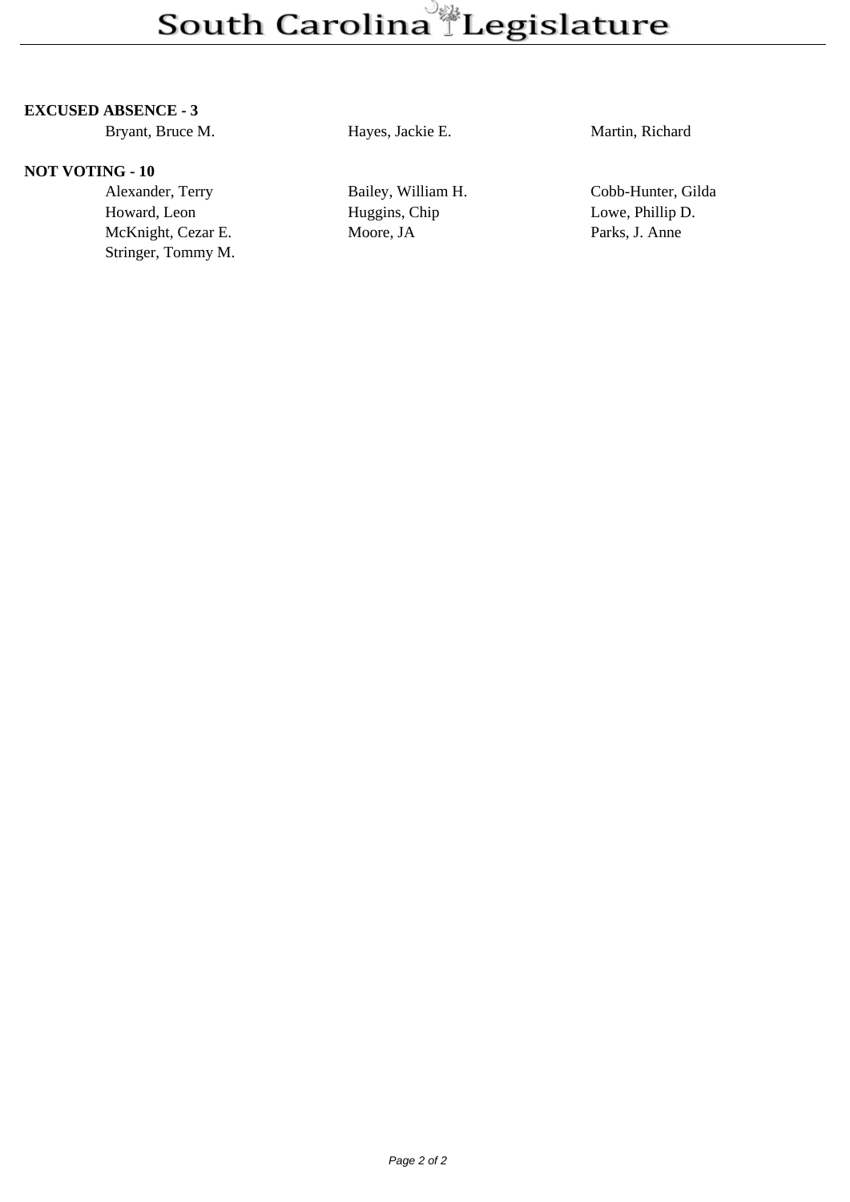**EXCUSED ABSENCE - 3**

| | | |
|---|---|---|
| Bryant, Bruce M. | Hayes, Jackie E. | Martin, Richard |

**NOT VOTING - 10**

| | | |
|---|---|---|
| Alexander, Terry | Bailey, William H. | Cobb-Hunter, Gilda |
| Howard, Leon | Huggins, Chip | Lowe, Phillip D. |
| McKnight, Cezar E. | Moore, JA | Parks, J. Anne |
| Stringer, Tommy M. | | |